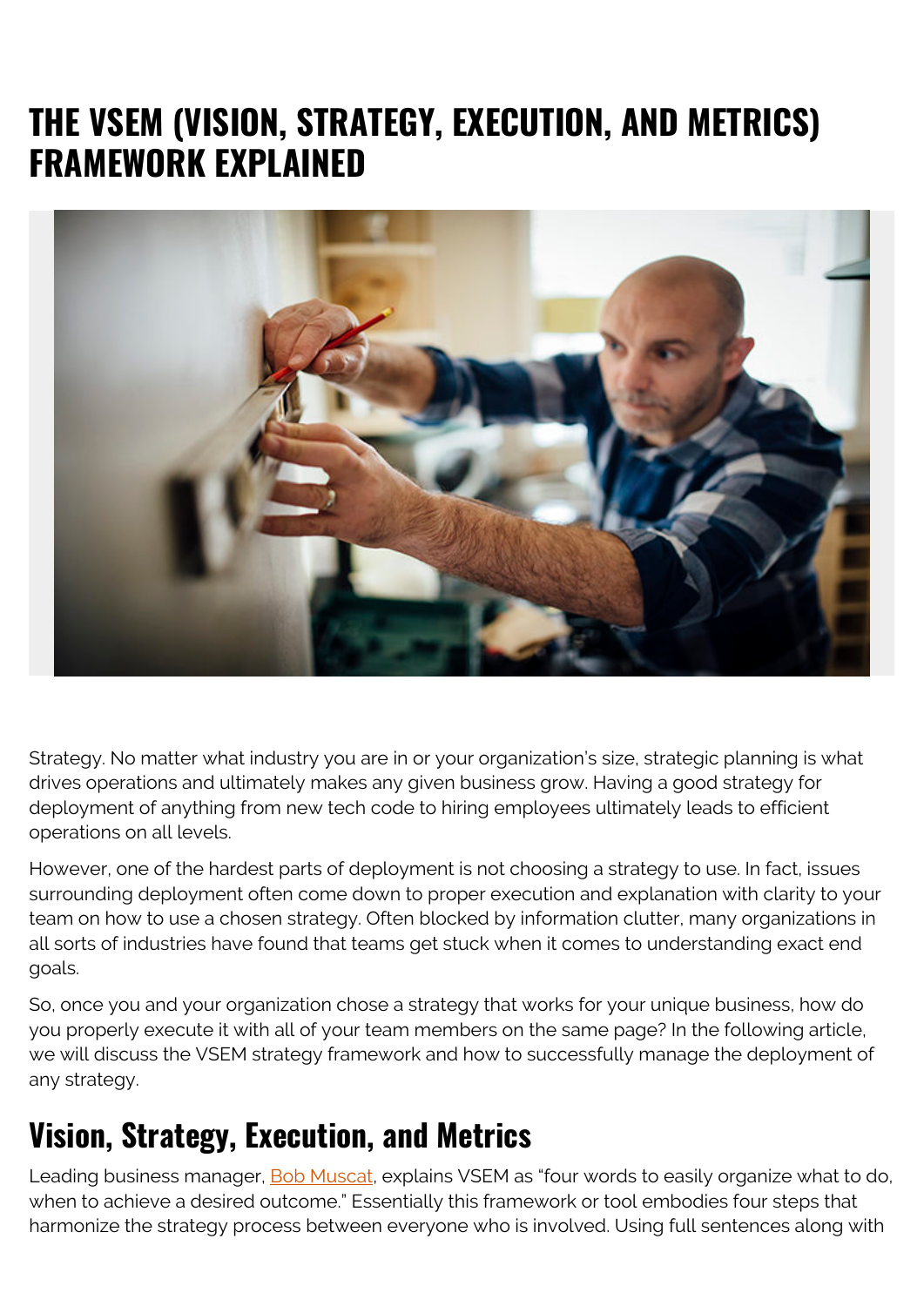# THE VSEM (VISION, STRATEGY, EXECUTION, AND METRICS) FRAMEWORK EXPLAINED

Strategy. No matter what industry you are in or your organization's size, strategic planning is what drives operations and ultimately makes any given business grow. Having a good strategy for deployment of anything from new tech code to hiring employees ultimately leads to efficient operations on all levels.

However, one of the hardest parts of deployment is not choosing a strategy to use. In fact, issues surrounding deployment often come down to proper execution and explanation with clarity to your team on how to use a chosen strategy. Often blocked by information clutter, many organizations in all sorts of industries have found that teams get stuck when it comes to understanding exact end goals.

So, once you and your organization chose a strategy that works for your unique business, how do you properly execute it with all of your team members on the same page? In the following article, we will discuss the VSEM strategy framework and how to successfully manage the deployment of any strategy.

## Vision, Strategy, Execution, and Metrics

Leading business manager, Bob Muscat, explains VSEM as "four words to easily organize what to do, when to achieve a desired outcome." Essentially this framework or tool embodies four steps that harmonize the strategy process between everyone who is involved. Using full sentences along with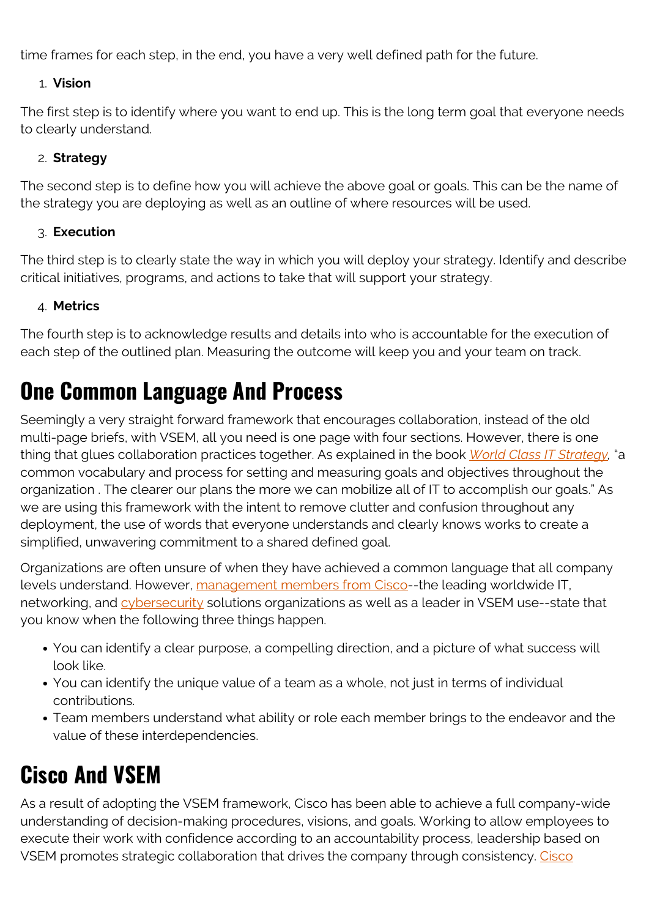time frames for each step, in the end, you have a very well defined path for the future.

1. **Vision**

The first step is to identify where you want to end up. This is the long term goal that everyone needs to clearly understand.

2. **Strategy**

The second step is to define how you will achieve the above goal or goals. This can be the name of the strategy you are deploying as well as an outline of where resources will be used.

3. **Execution**

The third step is to clearly state the way in which you will deploy your strategy. Identify and describe critical initiatives, programs, and actions to take that will support your strategy.

4. **Metrics**

The fourth step is to acknowledge results and details into who is accountable for the execution of each step of the outlined plan. Measuring the outcome will keep you and your team on track.

## One Common Language And Process

Seemingly a very straight forward framework that encourages collaboration, instead of the old multi-page briefs, with VSEM, all you need is one page with four sections. However, there is one thing that glues collaboration practices together. As explained in the book *World Class IT Strategy*, "a common vocabulary and process for setting and measuring goals and objectives throughout the organization . The clearer our plans the more we can mobilize all of IT to accomplish our goals." As we are using this framework with the intent to remove clutter and confusion throughout any deployment, the use of words that everyone understands and clearly knows works to create a simplified, unwavering commitment to a shared defined goal.

Organizations are often unsure of when they have achieved a common language that all company levels understand. However, management members from Cisco--the leading worldwide IT, networking, and cybersecurity solutions organizations as well as a leader in VSEM use--state that you know when the following three things happen.

- You can identify a clear purpose, a compelling direction, and a picture of what success will look like.
- You can identify the unique value of a team as a whole, not just in terms of individual contributions.
- Team members understand what ability or role each member brings to the endeavor and the value of these interdependencies.

## Cisco And VSEM

As a result of adopting the VSEM framework, Cisco has been able to achieve a full company-wide understanding of decision-making procedures, visions, and goals. Working to allow employees to execute their work with confidence according to an accountability process, leadership based on VSEM promotes strategic collaboration that drives the company through consistency. Cisco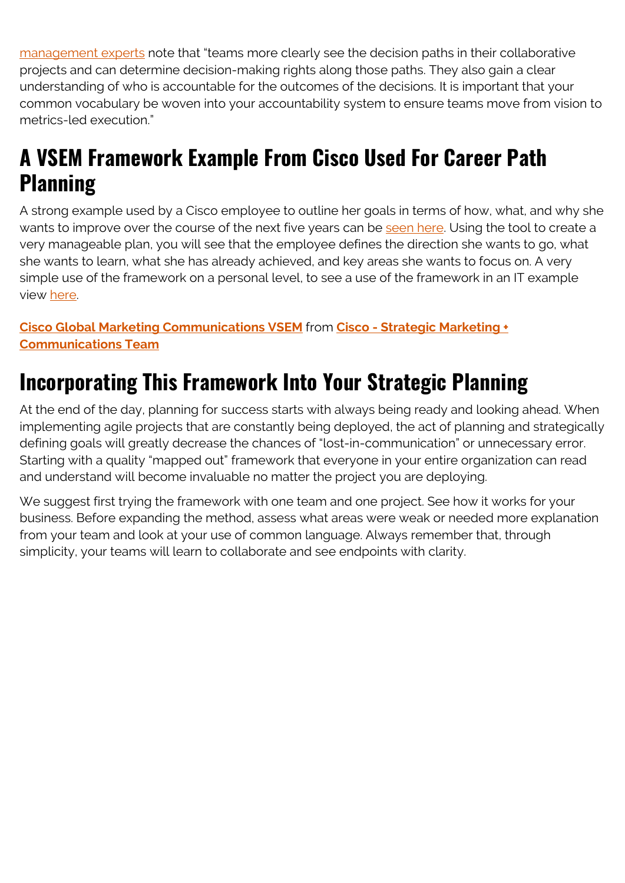management experts note that "teams more clearly see the decision paths in their collaborative projects and can determine decision-making rights along those paths. They also gain a clear understanding of who is accountable for the outcomes of the decisions. It is important that your common vocabulary be woven into your accountability system to ensure teams move from vision to metrics-led execution."

## A VSEM Framework Example From Cisco Used For Career Path Planning

A strong example used by a Cisco employee to outline her goals in terms of how, what, and why she wants to improve over the course of the next five years can be seen here. Using the tool to create a very manageable plan, you will see that the employee defines the direction she wants to go, what she wants to learn, what she has already achieved, and key areas she wants to focus on. A very simple use of the framework on a personal level, to see a use of the framework in an IT example view here.

**Cisco Global Marketing Communications VSEM** from **Cisco - Strategic Marketing + Communications Team**

## Incorporating This Framework Into Your Strategic Planning

At the end of the day, planning for success starts with always being ready and looking ahead. When implementing agile projects that are constantly being deployed, the act of planning and strategically defining goals will greatly decrease the chances of "lost-in-communication" or unnecessary error. Starting with a quality "mapped out" framework that everyone in your entire organization can read and understand will become invaluable no matter the project you are deploying.

We suggest first trying the framework with one team and one project. See how it works for your business. Before expanding the method, assess what areas were weak or needed more explanation from your team and look at your use of common language. Always remember that, through simplicity, your teams will learn to collaborate and see endpoints with clarity.